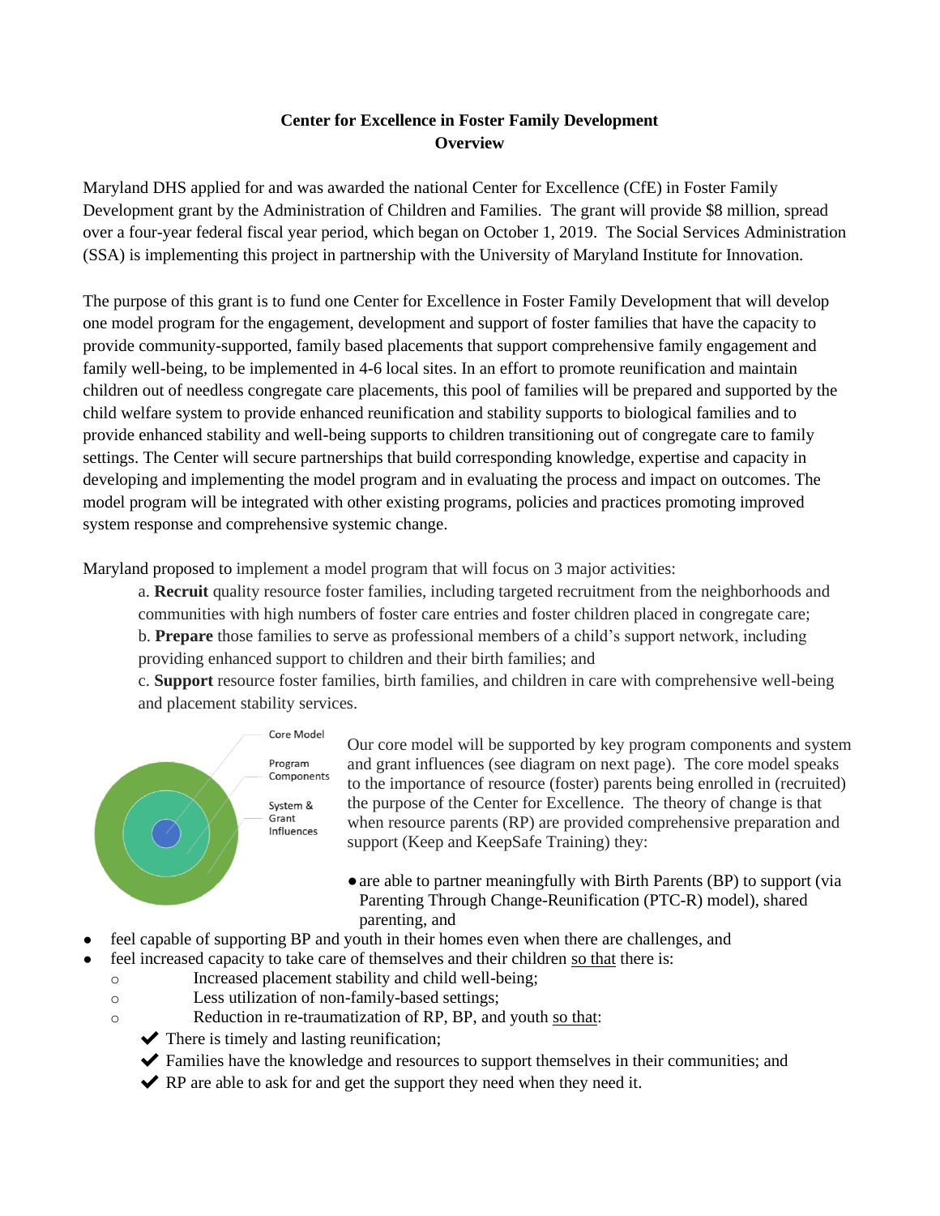**Center for Excellence in Foster Family Development**
**Overview**

Maryland DHS applied for and was awarded the national Center for Excellence (CfE) in Foster Family Development grant by the Administration of Children and Families. The grant will provide $8 million, spread over a four-year federal fiscal year period, which began on October 1, 2019. The Social Services Administration (SSA) is implementing this project in partnership with the University of Maryland Institute for Innovation.

The purpose of this grant is to fund one Center for Excellence in Foster Family Development that will develop one model program for the engagement, development and support of foster families that have the capacity to provide community-supported, family based placements that support comprehensive family engagement and family well-being, to be implemented in 4-6 local sites. In an effort to promote reunification and maintain children out of needless congregate care placements, this pool of families will be prepared and supported by the child welfare system to provide enhanced reunification and stability supports to biological families and to provide enhanced stability and well-being supports to children transitioning out of congregate care to family settings. The Center will secure partnerships that build corresponding knowledge, expertise and capacity in developing and implementing the model program and in evaluating the process and impact on outcomes. The model program will be integrated with other existing programs, policies and practices promoting improved system response and comprehensive systemic change.

Maryland proposed to implement a model program that will focus on 3 major activities:

a. **Recruit** quality resource foster families, including targeted recruitment from the neighborhoods and communities with high numbers of foster care entries and foster children placed in congregate care;
b. **Prepare** those families to serve as professional members of a child's support network, including providing enhanced support to children and their birth families; and
c. **Support** resource foster families, birth families, and children in care with comprehensive well-being and placement stability services.

Core Model
Program Components
System & Grant Influences

Our core model will be supported by key program components and system and grant influences (see diagram on next page). The core model speaks to the importance of resource (foster) parents being enrolled in (recruited) the purpose of the Center for Excellence. The theory of change is that when resource parents (RP) are provided comprehensive preparation and support (Keep and KeepSafe Training) they:

- are able to partner meaningfully with Birth Parents (BP) to support (via Parenting Through Change-Reunification (PTC-R) model), shared parenting, and
- feel capable of supporting BP and youth in their homes even when there are challenges, and
- feel increased capacity to take care of themselves and their children <u>so that</u> there is:
  - Increased placement stability and child well-being;
  - Less utilization of non-family-based settings;
  - Reduction in re-traumatization of RP, BP, and youth <u>so that</u>:
    - ✔ There is timely and lasting reunification;
    - ✔ Families have the knowledge and resources to support themselves in their communities; and
    - ✔ RP are able to ask for and get the support they need when they need it.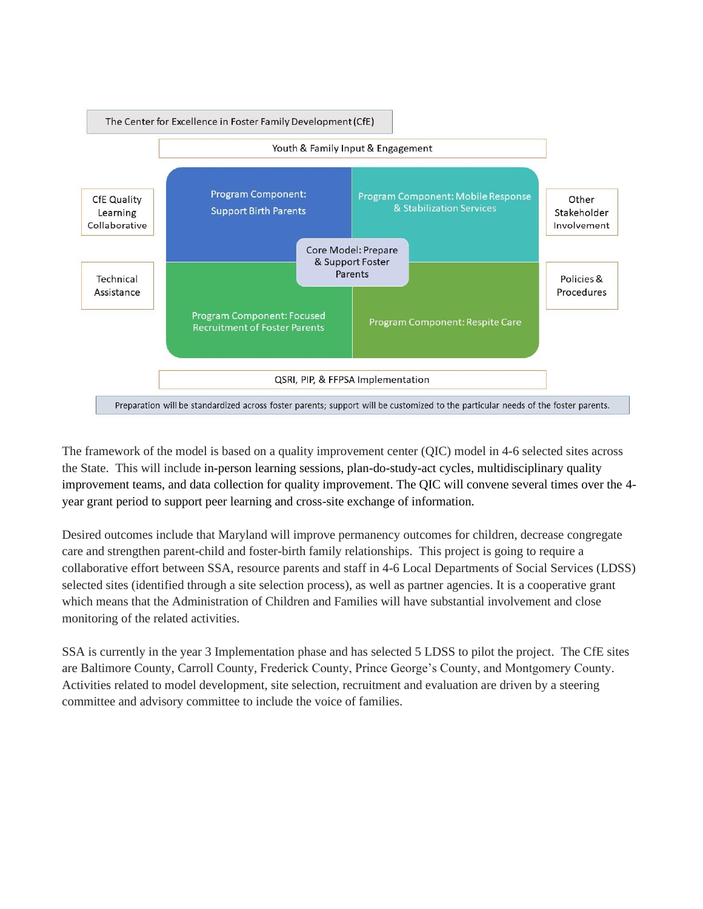The Center for Excellence in Foster Family Development (CfE)

Youth & Family Input & Engagement

CfE Quality Learning Collaborative

Technical Assistance

Program Component: Support Birth Parents

Program Component: Mobile Response & Stabilization Services

Core Model: Prepare & Support Foster Parents

Program Component: Focused Recruitment of Foster Parents

Program Component: Respite Care

Other Stakeholder Involvement

Policies & Procedures

QSRI, PIP, & FFPSA Implementation

Preparation will be standardized across foster parents; support will be customized to the particular needs of the foster parents.

The framework of the model is based on a quality improvement center (QIC) model in 4-6 selected sites across the State. This will include in-person learning sessions, plan-do-study-act cycles, multidisciplinary quality improvement teams, and data collection for quality improvement. The QIC will convene several times over the 4-year grant period to support peer learning and cross-site exchange of information.

Desired outcomes include that Maryland will improve permanency outcomes for children, decrease congregate care and strengthen parent-child and foster-birth family relationships. This project is going to require a collaborative effort between SSA, resource parents and staff in 4-6 Local Departments of Social Services (LDSS) selected sites (identified through a site selection process), as well as partner agencies. It is a cooperative grant which means that the Administration of Children and Families will have substantial involvement and close monitoring of the related activities.

SSA is currently in the year 3 Implementation phase and has selected 5 LDSS to pilot the project. The CfE sites are Baltimore County, Carroll County, Frederick County, Prince George's County, and Montgomery County. Activities related to model development, site selection, recruitment and evaluation are driven by a steering committee and advisory committee to include the voice of families.